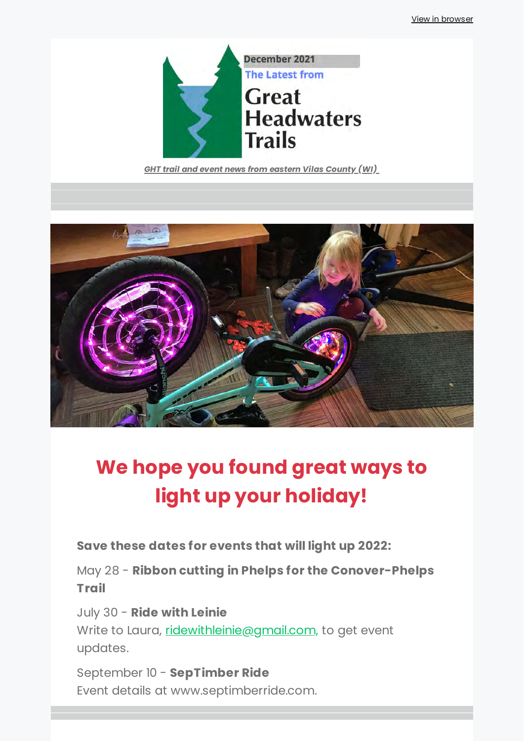View in browser

December 2021

The Latest from

# Great Headwaters Trails

***GHT trail and event news from eastern Vilas County (WI)***

## We hope you found great ways to light up your holiday!

**Save these dates for events that will light up 2022:**

May 28 - **Ribbon cutting in Phelps for the Conover-Phelps Trail**

July 30 - **Ride with Leinie**
Write to Laura, ridewithleinie@gmail.com, to get event updates.

September 10 - **SepTimber Ride**
Event details at www.septimberride.com.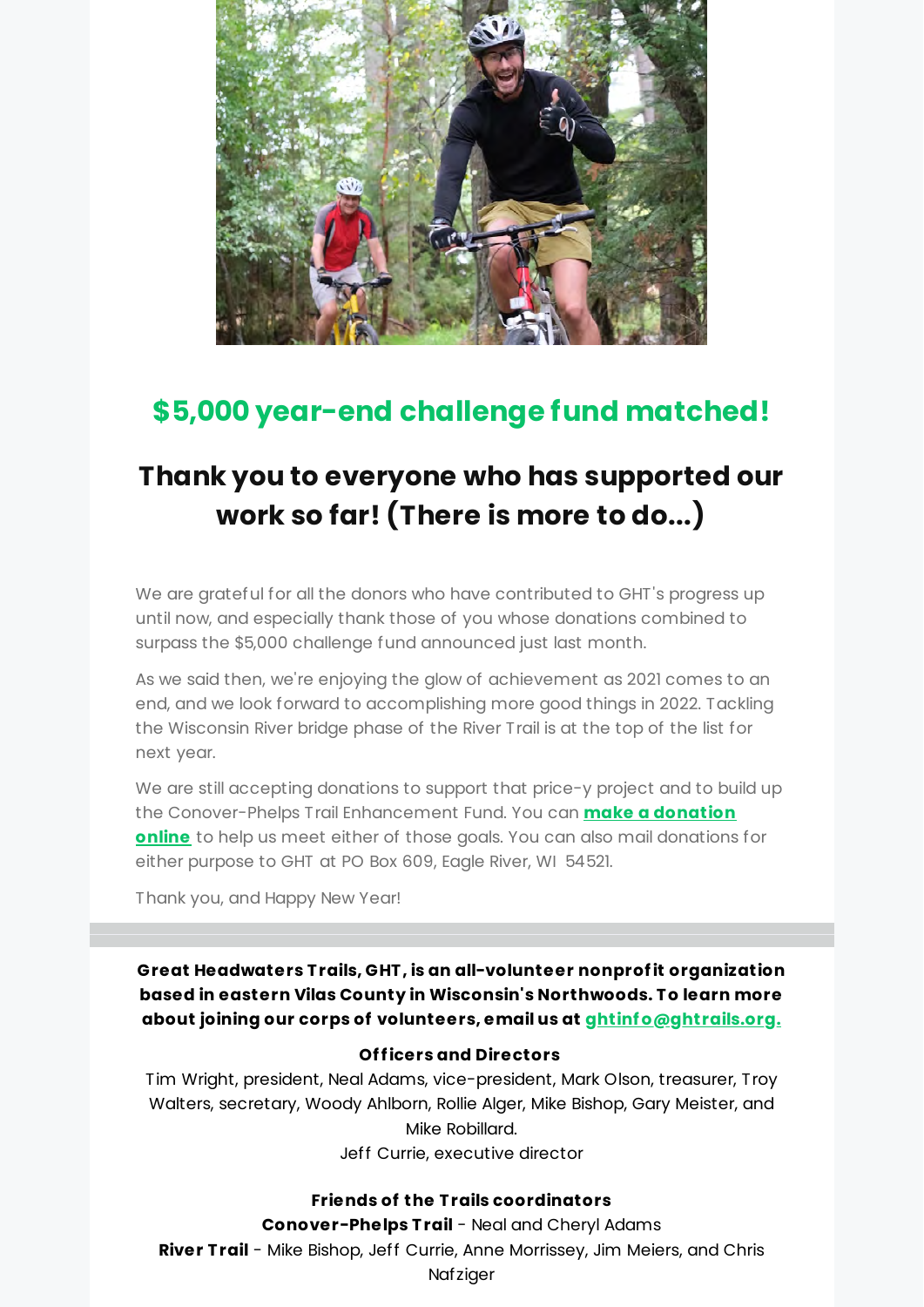## $5,000 year-end challenge fund matched!

## Thank you to everyone who has supported our work so far! (There is more to do...)

We are grateful for all the donors who have contributed to GHT's progress up until now, and especially thank those of you whose donations combined to surpass the $5,000 challenge fund announced just last month.

As we said then, we're enjoying the glow of achievement as 2021 comes to an end, and we look forward to accomplishing more good things in 2022. Tackling the Wisconsin River bridge phase of the River Trail is at the top of the list for next year.

We are still accepting donations to support that price-y project and to build up the Conover-Phelps Trail Enhancement Fund. You can **make a donation online** to help us meet either of those goals. You can also mail donations for either purpose to GHT at PO Box 609, Eagle River, WI 54521.

Thank you, and Happy New Year!

---

**Great Headwaters Trails, GHT, is an all-volunteer nonprofit organization based in eastern Vilas County in Wisconsin's Northwoods. To learn more about joining our corps of volunteers, email us at ghtinfo@ghtrails.org.**

**Officers and Directors**
Tim Wright, president, Neal Adams, vice-president, Mark Olson, treasurer, Troy Walters, secretary, Woody Ahlborn, Rollie Alger, Mike Bishop, Gary Meister, and Mike Robillard.
Jeff Currie, executive director

**Friends of the Trails coordinators**
**Conover-Phelps Trail** - Neal and Cheryl Adams
**River Trail** - Mike Bishop, Jeff Currie, Anne Morrissey, Jim Meiers, and Chris Nafziger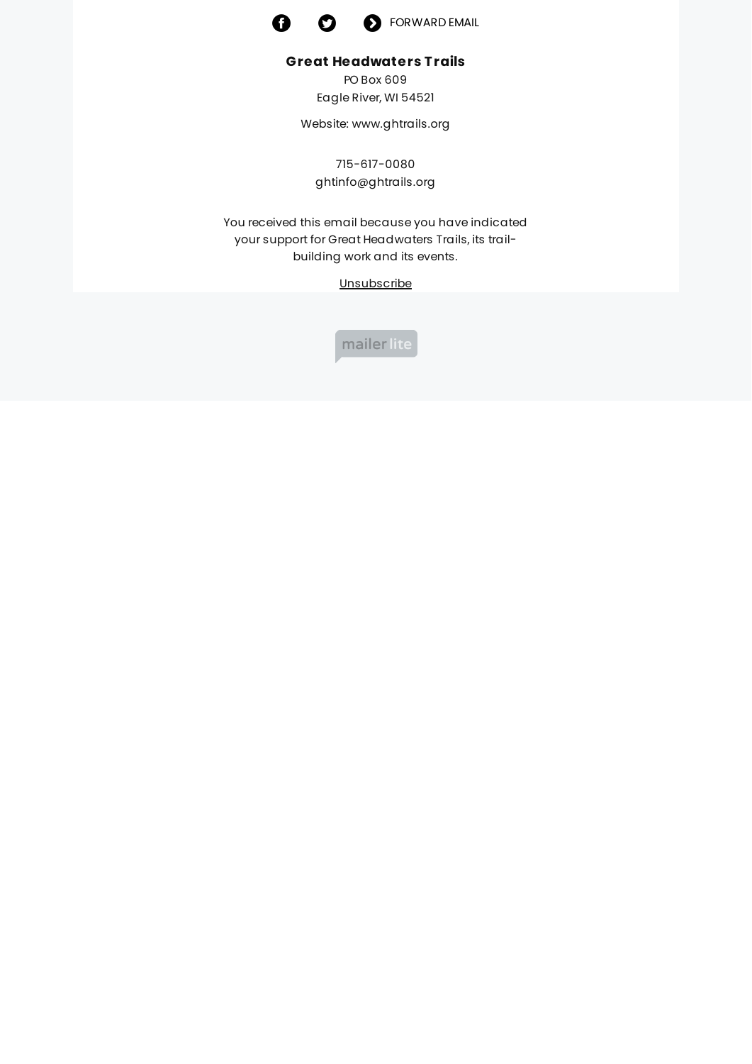FORWARD EMAIL

**Great Headwaters Trails**
PO Box 609
Eagle River, WI 54521

Website: www.ghtrails.org

715-617-0080
ghtinfo@ghtrails.org

You received this email because you have indicated your support for Great Headwaters Trails, its trail-building work and its events.

Unsubscribe

mailerlite